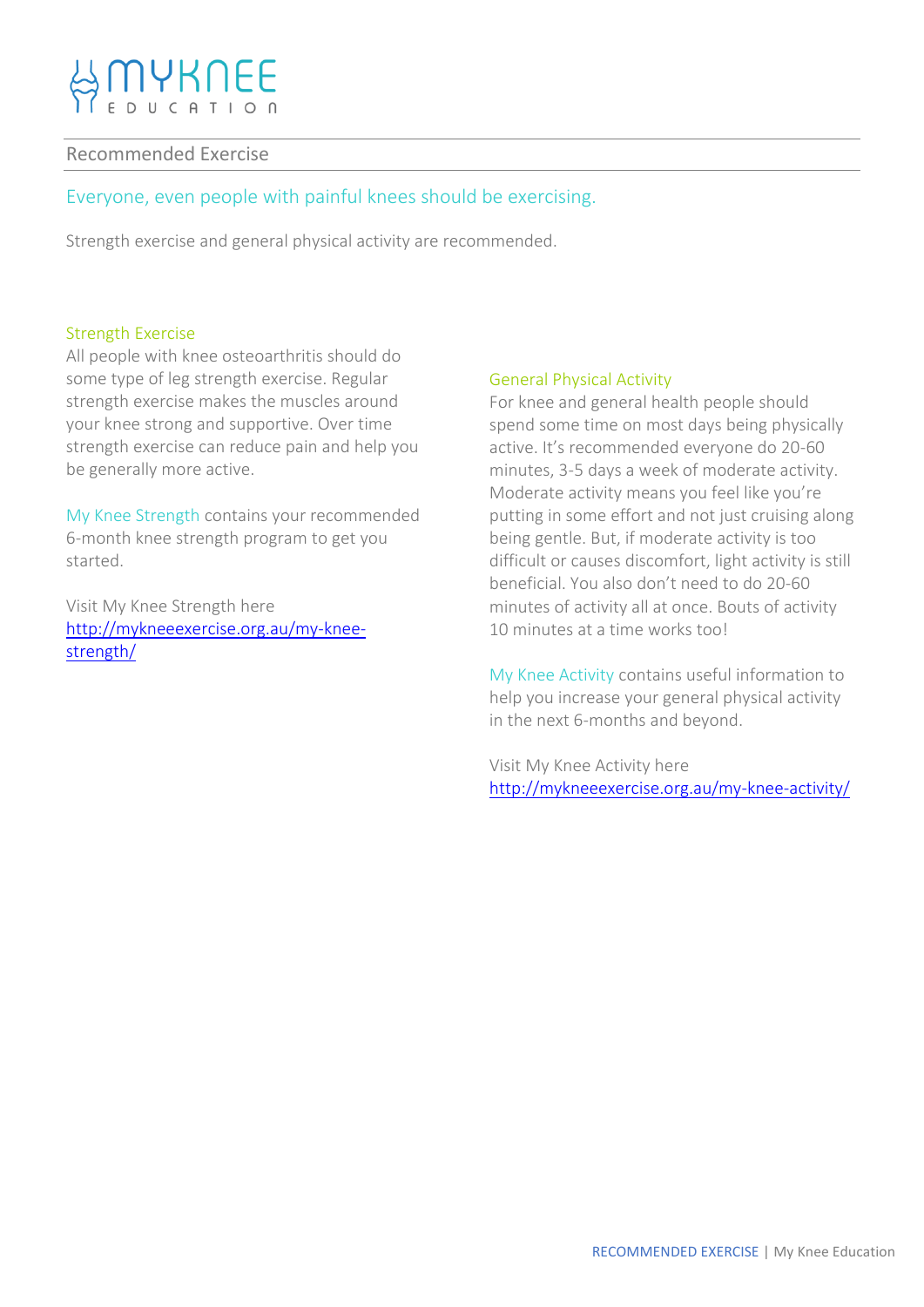# MYKNEE EDUCATION

## Recommended Exercise

### Everyone, even people with painful knees should be exercising.

Strength exercise and general physical activity are recommended.

### Strength Exercise

All people with knee osteoarthritis should do some type of leg strength exercise. Regular strength exercise makes the muscles around your knee strong and supportive. Over time strength exercise can reduce pain and help you be generally more active.

My Knee Strength contains your recommended 6-month knee strength program to get you started.

Visit My Knee Strength here
[http://mykneeexercise.org.au/my-knee-strength/](http://mykneeexercise.org.au/my-knee-strength/)

### General Physical Activity

For knee and general health people should spend some time on most days being physically active. It's recommended everyone do 20-60 minutes, 3-5 days a week of moderate activity. Moderate activity means you feel like you're putting in some effort and not just cruising along being gentle. But, if moderate activity is too difficult or causes discomfort, light activity is still beneficial. You also don't need to do 20-60 minutes of activity all at once. Bouts of activity 10 minutes at a time works too!

My Knee Activity contains useful information to help you increase your general physical activity in the next 6-months and beyond.

Visit My Knee Activity here
[http://mykneeexercise.org.au/my-knee-activity/](http://mykneeexercise.org.au/my-knee-activity/)